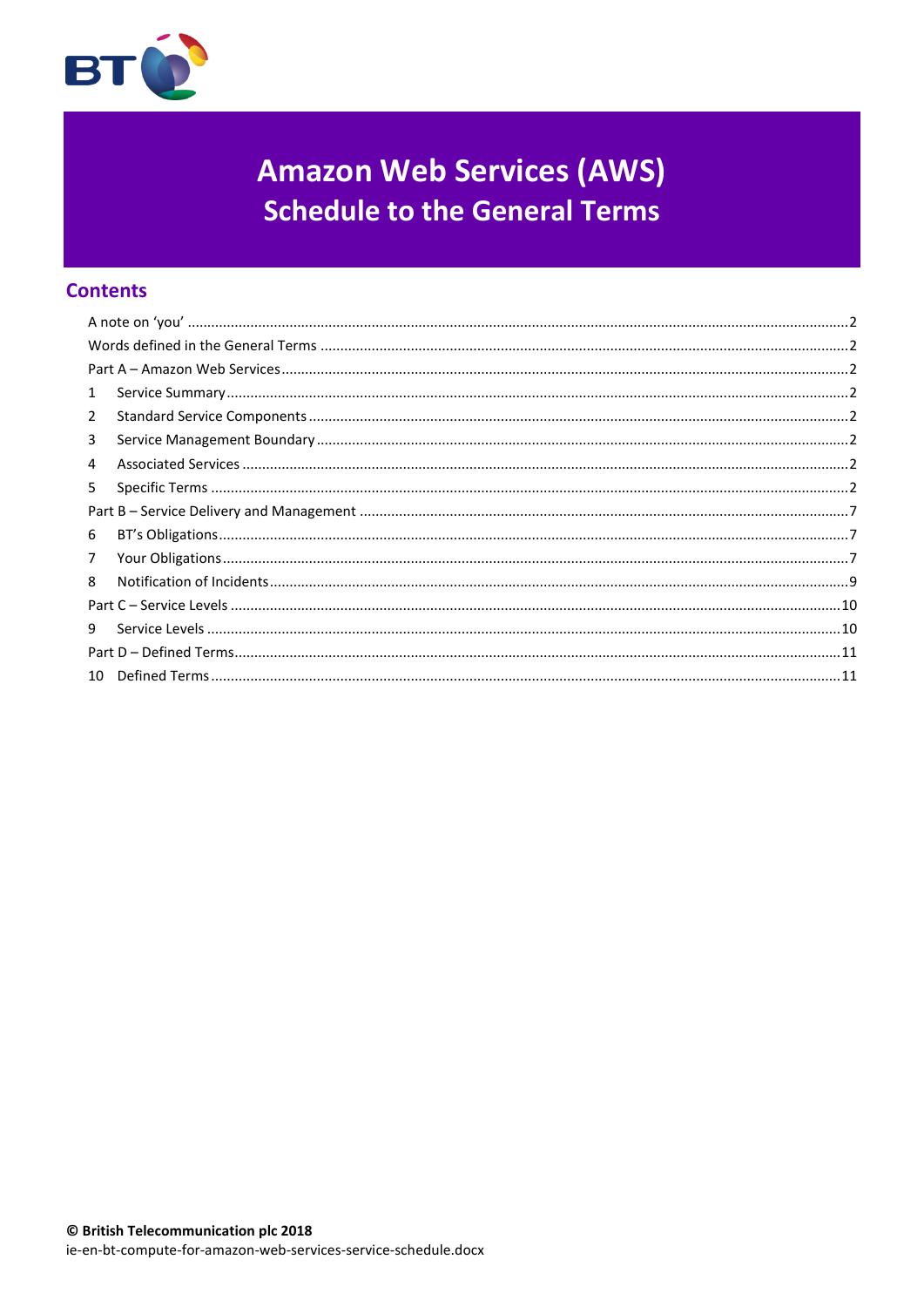# Amazon Web Services (AWS)
## Schedule to the General Terms

## Contents

A note on 'you' ..... 2
Words defined in the General Terms ..... 2
Part A – Amazon Web Services ..... 2
1 Service Summary ..... 2
2 Standard Service Components ..... 2
3 Service Management Boundary ..... 2
4 Associated Services ..... 2
5 Specific Terms ..... 2
Part B – Service Delivery and Management ..... 7
6 BT's Obligations ..... 7
7 Your Obligations ..... 7
8 Notification of Incidents ..... 9
Part C – Service Levels ..... 10
9 Service Levels ..... 10
Part D – Defined Terms ..... 11
10 Defined Terms ..... 11

**© British Telecommunication plc 2018**
ie-en-bt-compute-for-amazon-web-services-service-schedule.docx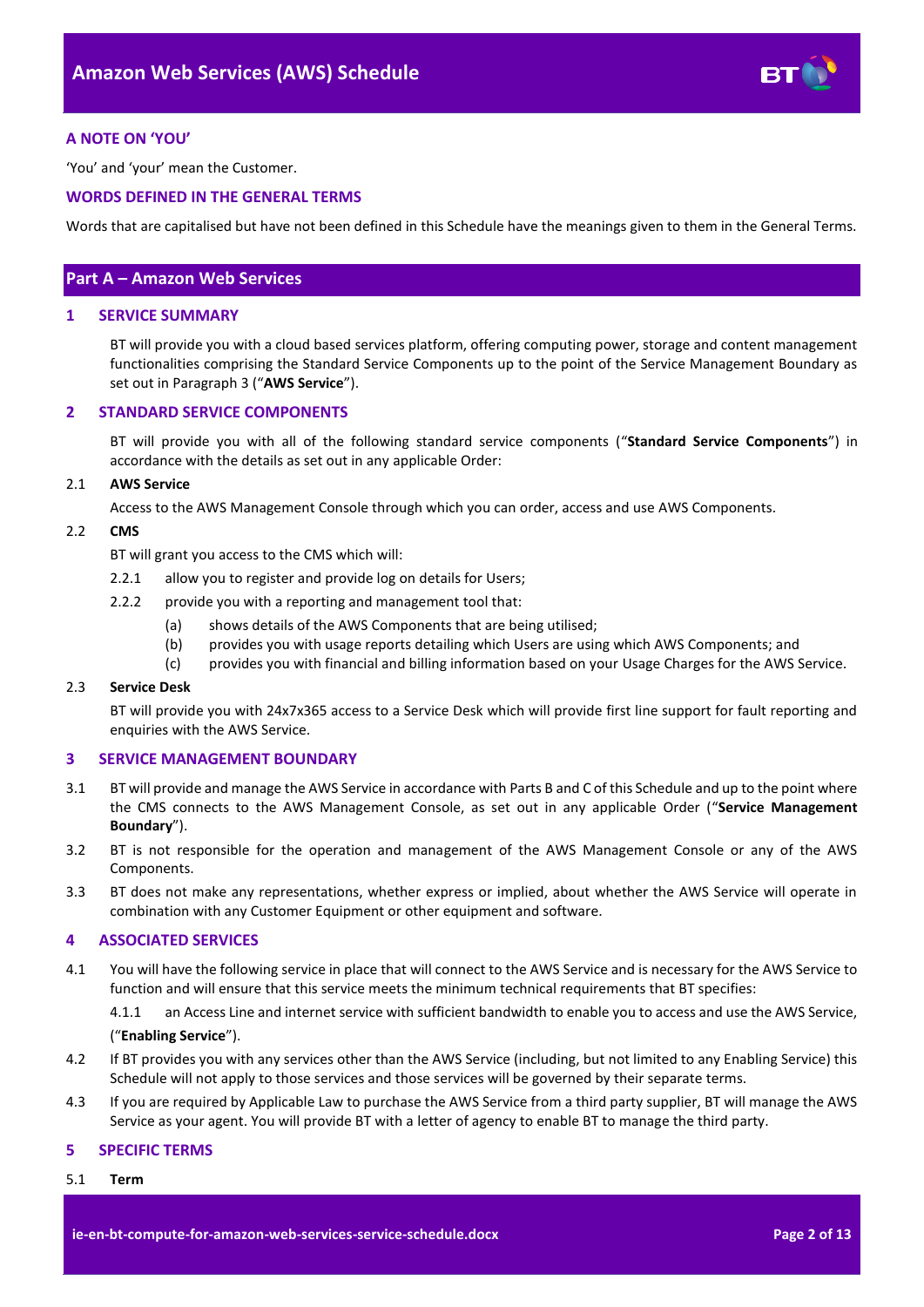### A NOTE ON 'YOU'

'You' and 'your' mean the Customer.

### WORDS DEFINED IN THE GENERAL TERMS

Words that are capitalised but have not been defined in this Schedule have the meanings given to them in the General Terms.

## Part A – Amazon Web Services

### 1 SERVICE SUMMARY

BT will provide you with a cloud based services platform, offering computing power, storage and content management functionalities comprising the Standard Service Components up to the point of the Service Management Boundary as set out in Paragraph 3 ("**AWS Service**").

### 2 STANDARD SERVICE COMPONENTS

BT will provide you with all of the following standard service components ("**Standard Service Components**") in accordance with the details as set out in any applicable Order:

2.1 **AWS Service**

Access to the AWS Management Console through which you can order, access and use AWS Components.

2.2 **CMS**

BT will grant you access to the CMS which will:

2.2.1 allow you to register and provide log on details for Users;

2.2.2 provide you with a reporting and management tool that:

(a) shows details of the AWS Components that are being utilised;

(b) provides you with usage reports detailing which Users are using which AWS Components; and

(c) provides you with financial and billing information based on your Usage Charges for the AWS Service.

2.3 **Service Desk**

BT will provide you with 24x7x365 access to a Service Desk which will provide first line support for fault reporting and enquiries with the AWS Service.

### 3 SERVICE MANAGEMENT BOUNDARY

3.1 BT will provide and manage the AWS Service in accordance with Parts B and C of this Schedule and up to the point where the CMS connects to the AWS Management Console, as set out in any applicable Order ("**Service Management Boundary**").

3.2 BT is not responsible for the operation and management of the AWS Management Console or any of the AWS Components.

3.3 BT does not make any representations, whether express or implied, about whether the AWS Service will operate in combination with any Customer Equipment or other equipment and software.

### 4 ASSOCIATED SERVICES

4.1 You will have the following service in place that will connect to the AWS Service and is necessary for the AWS Service to function and will ensure that this service meets the minimum technical requirements that BT specifies:

4.1.1 an Access Line and internet service with sufficient bandwidth to enable you to access and use the AWS Service,

("**Enabling Service**").

4.2 If BT provides you with any services other than the AWS Service (including, but not limited to any Enabling Service) this Schedule will not apply to those services and those services will be governed by their separate terms.

4.3 If you are required by Applicable Law to purchase the AWS Service from a third party supplier, BT will manage the AWS Service as your agent. You will provide BT with a letter of agency to enable BT to manage the third party.

### 5 SPECIFIC TERMS

5.1 **Term**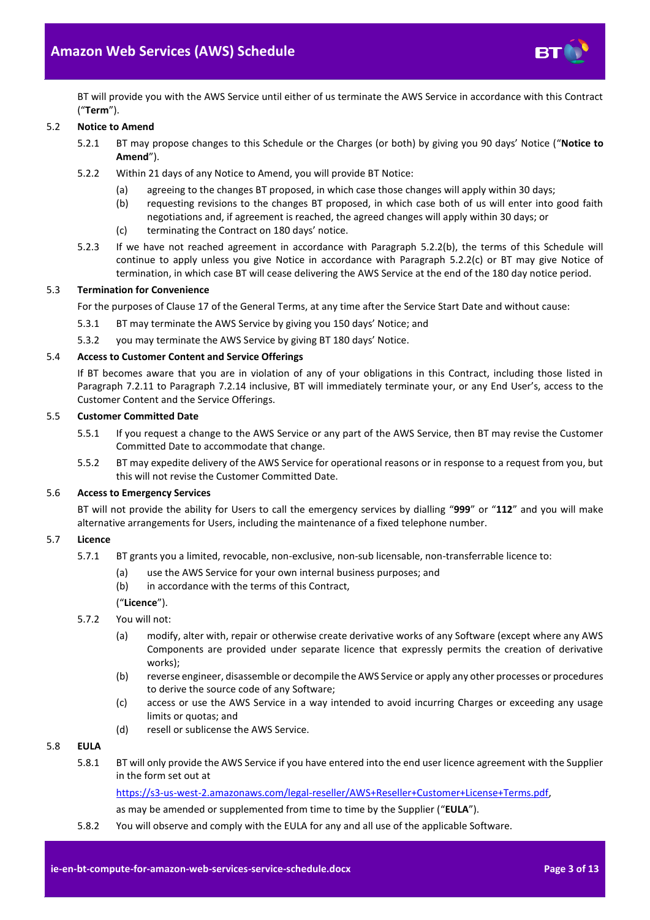BT will provide you with the AWS Service until either of us terminate the AWS Service in accordance with this Contract ("**Term**").

5.2 **Notice to Amend**

5.2.1 BT may propose changes to this Schedule or the Charges (or both) by giving you 90 days' Notice ("**Notice to Amend**").

5.2.2 Within 21 days of any Notice to Amend, you will provide BT Notice:

(a) agreeing to the changes BT proposed, in which case those changes will apply within 30 days;

(b) requesting revisions to the changes BT proposed, in which case both of us will enter into good faith negotiations and, if agreement is reached, the agreed changes will apply within 30 days; or

(c) terminating the Contract on 180 days' notice.

5.2.3 If we have not reached agreement in accordance with Paragraph 5.2.2(b), the terms of this Schedule will continue to apply unless you give Notice in accordance with Paragraph 5.2.2(c) or BT may give Notice of termination, in which case BT will cease delivering the AWS Service at the end of the 180 day notice period.

5.3 **Termination for Convenience**

For the purposes of Clause 17 of the General Terms, at any time after the Service Start Date and without cause:

5.3.1 BT may terminate the AWS Service by giving you 150 days' Notice; and

5.3.2 you may terminate the AWS Service by giving BT 180 days' Notice.

5.4 **Access to Customer Content and Service Offerings**

If BT becomes aware that you are in violation of any of your obligations in this Contract, including those listed in Paragraph 7.2.11 to Paragraph 7.2.14 inclusive, BT will immediately terminate your, or any End User's, access to the Customer Content and the Service Offerings.

5.5 **Customer Committed Date**

5.5.1 If you request a change to the AWS Service or any part of the AWS Service, then BT may revise the Customer Committed Date to accommodate that change.

5.5.2 BT may expedite delivery of the AWS Service for operational reasons or in response to a request from you, but this will not revise the Customer Committed Date.

5.6 **Access to Emergency Services**

BT will not provide the ability for Users to call the emergency services by dialling "**999**" or "**112**" and you will make alternative arrangements for Users, including the maintenance of a fixed telephone number.

5.7 **Licence**

5.7.1 BT grants you a limited, revocable, non-exclusive, non-sub licensable, non-transferrable licence to:

(a) use the AWS Service for your own internal business purposes; and

(b) in accordance with the terms of this Contract,

("**Licence**").

5.7.2 You will not:

(a) modify, alter with, repair or otherwise create derivative works of any Software (except where any AWS Components are provided under separate licence that expressly permits the creation of derivative works);

(b) reverse engineer, disassemble or decompile the AWS Service or apply any other processes or procedures to derive the source code of any Software;

(c) access or use the AWS Service in a way intended to avoid incurring Charges or exceeding any usage limits or quotas; and

(d) resell or sublicense the AWS Service.

5.8 **EULA**

5.8.1 BT will only provide the AWS Service if you have entered into the end user licence agreement with the Supplier in the form set out at

https://s3-us-west-2.amazonaws.com/legal-reseller/AWS+Reseller+Customer+License+Terms.pdf,

as may be amended or supplemented from time to time by the Supplier ("**EULA**").

5.8.2 You will observe and comply with the EULA for any and all use of the applicable Software.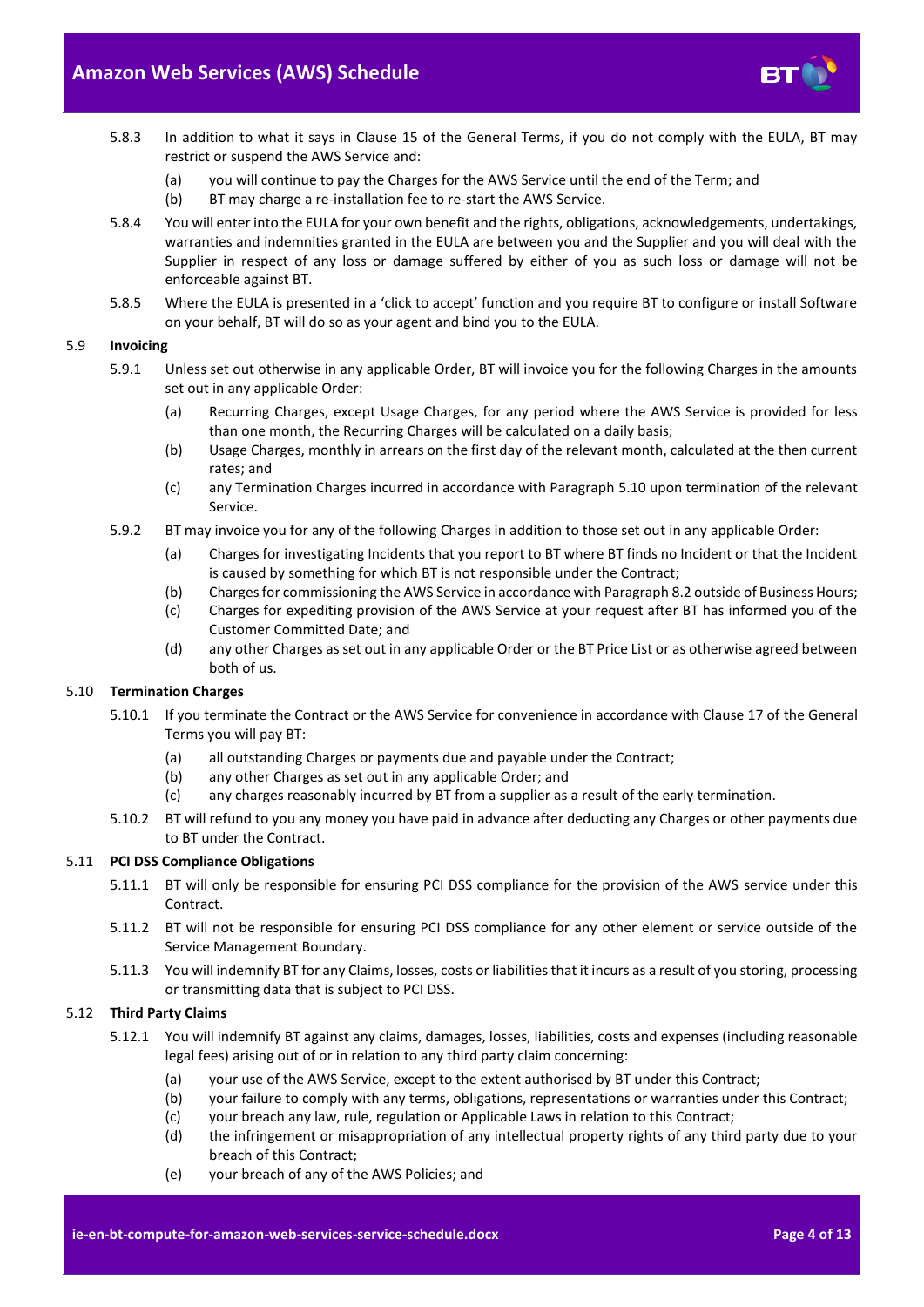5.8.3 In addition to what it says in Clause 15 of the General Terms, if you do not comply with the EULA, BT may restrict or suspend the AWS Service and:

(a) you will continue to pay the Charges for the AWS Service until the end of the Term; and

(b) BT may charge a re-installation fee to re-start the AWS Service.

5.8.4 You will enter into the EULA for your own benefit and the rights, obligations, acknowledgements, undertakings, warranties and indemnities granted in the EULA are between you and the Supplier and you will deal with the Supplier in respect of any loss or damage suffered by either of you as such loss or damage will not be enforceable against BT.

5.8.5 Where the EULA is presented in a 'click to accept' function and you require BT to configure or install Software on your behalf, BT will do so as your agent and bind you to the EULA.

### 5.9 Invoicing

5.9.1 Unless set out otherwise in any applicable Order, BT will invoice you for the following Charges in the amounts set out in any applicable Order:

(a) Recurring Charges, except Usage Charges, for any period where the AWS Service is provided for less than one month, the Recurring Charges will be calculated on a daily basis;

(b) Usage Charges, monthly in arrears on the first day of the relevant month, calculated at the then current rates; and

(c) any Termination Charges incurred in accordance with Paragraph 5.10 upon termination of the relevant Service.

5.9.2 BT may invoice you for any of the following Charges in addition to those set out in any applicable Order:

(a) Charges for investigating Incidents that you report to BT where BT finds no Incident or that the Incident is caused by something for which BT is not responsible under the Contract;

(b) Charges for commissioning the AWS Service in accordance with Paragraph 8.2 outside of Business Hours;

(c) Charges for expediting provision of the AWS Service at your request after BT has informed you of the Customer Committed Date; and

(d) any other Charges as set out in any applicable Order or the BT Price List or as otherwise agreed between both of us.

### 5.10 Termination Charges

5.10.1 If you terminate the Contract or the AWS Service for convenience in accordance with Clause 17 of the General Terms you will pay BT:

(a) all outstanding Charges or payments due and payable under the Contract;

(b) any other Charges as set out in any applicable Order; and

(c) any charges reasonably incurred by BT from a supplier as a result of the early termination.

5.10.2 BT will refund to you any money you have paid in advance after deducting any Charges or other payments due to BT under the Contract.

### 5.11 PCI DSS Compliance Obligations

5.11.1 BT will only be responsible for ensuring PCI DSS compliance for the provision of the AWS service under this Contract.

5.11.2 BT will not be responsible for ensuring PCI DSS compliance for any other element or service outside of the Service Management Boundary.

5.11.3 You will indemnify BT for any Claims, losses, costs or liabilities that it incurs as a result of you storing, processing or transmitting data that is subject to PCI DSS.

### 5.12 Third Party Claims

5.12.1 You will indemnify BT against any claims, damages, losses, liabilities, costs and expenses (including reasonable legal fees) arising out of or in relation to any third party claim concerning:

(a) your use of the AWS Service, except to the extent authorised by BT under this Contract;

(b) your failure to comply with any terms, obligations, representations or warranties under this Contract;

(c) your breach any law, rule, regulation or Applicable Laws in relation to this Contract;

(d) the infringement or misappropriation of any intellectual property rights of any third party due to your breach of this Contract;

(e) your breach of any of the AWS Policies; and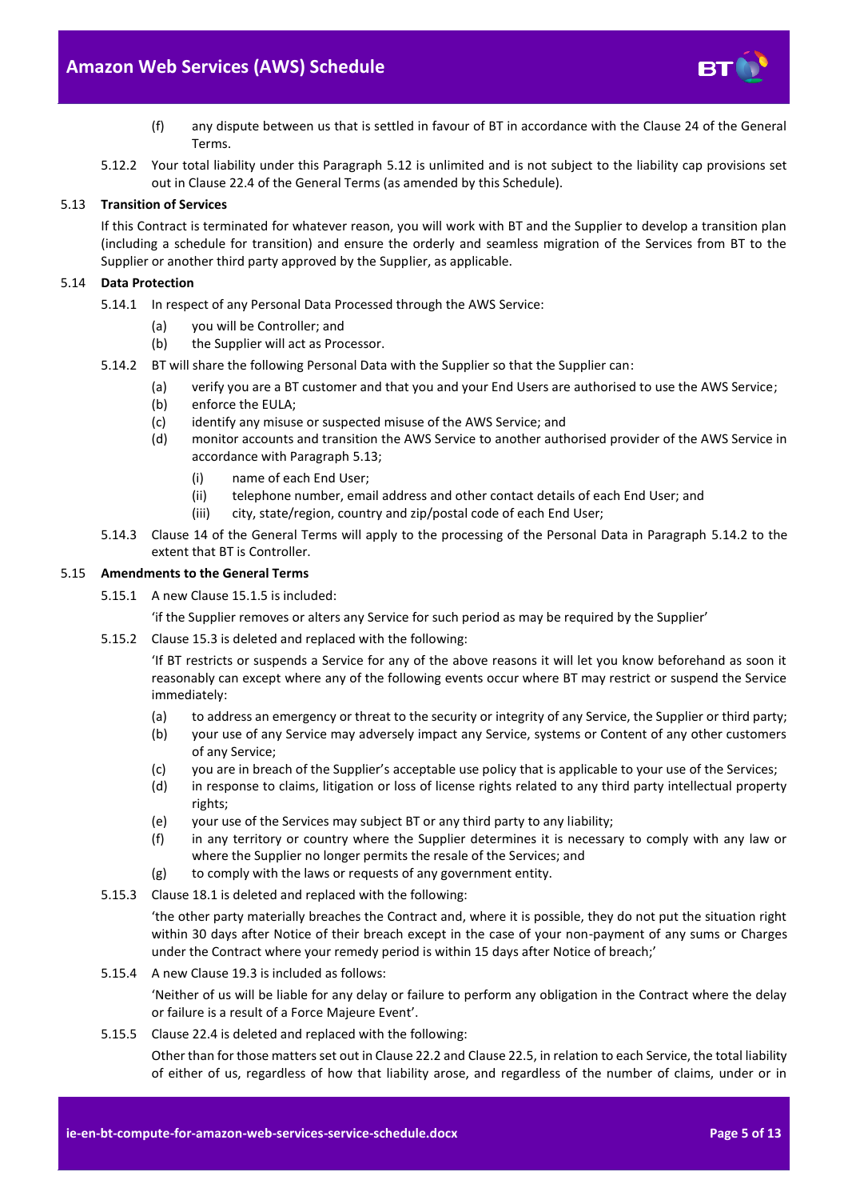(f) any dispute between us that is settled in favour of BT in accordance with the Clause 24 of the General Terms.

5.12.2 Your total liability under this Paragraph 5.12 is unlimited and is not subject to the liability cap provisions set out in Clause 22.4 of the General Terms (as amended by this Schedule).

### 5.13 Transition of Services

If this Contract is terminated for whatever reason, you will work with BT and the Supplier to develop a transition plan (including a schedule for transition) and ensure the orderly and seamless migration of the Services from BT to the Supplier or another third party approved by the Supplier, as applicable.

### 5.14 Data Protection

5.14.1 In respect of any Personal Data Processed through the AWS Service:

(a) you will be Controller; and

(b) the Supplier will act as Processor.

5.14.2 BT will share the following Personal Data with the Supplier so that the Supplier can:

(a) verify you are a BT customer and that you and your End Users are authorised to use the AWS Service;

(b) enforce the EULA;

(c) identify any misuse or suspected misuse of the AWS Service; and

(d) monitor accounts and transition the AWS Service to another authorised provider of the AWS Service in accordance with Paragraph 5.13;

(i) name of each End User;

(ii) telephone number, email address and other contact details of each End User; and

(iii) city, state/region, country and zip/postal code of each End User;

5.14.3 Clause 14 of the General Terms will apply to the processing of the Personal Data in Paragraph 5.14.2 to the extent that BT is Controller.

### 5.15 Amendments to the General Terms

5.15.1 A new Clause 15.1.5 is included:

'if the Supplier removes or alters any Service for such period as may be required by the Supplier'

5.15.2 Clause 15.3 is deleted and replaced with the following:

'If BT restricts or suspends a Service for any of the above reasons it will let you know beforehand as soon it reasonably can except where any of the following events occur where BT may restrict or suspend the Service immediately:

(a) to address an emergency or threat to the security or integrity of any Service, the Supplier or third party;

(b) your use of any Service may adversely impact any Service, systems or Content of any other customers of any Service;

(c) you are in breach of the Supplier's acceptable use policy that is applicable to your use of the Services;

(d) in response to claims, litigation or loss of license rights related to any third party intellectual property rights;

(e) your use of the Services may subject BT or any third party to any liability;

(f) in any territory or country where the Supplier determines it is necessary to comply with any law or where the Supplier no longer permits the resale of the Services; and

(g) to comply with the laws or requests of any government entity.

5.15.3 Clause 18.1 is deleted and replaced with the following:

'the other party materially breaches the Contract and, where it is possible, they do not put the situation right within 30 days after Notice of their breach except in the case of your non-payment of any sums or Charges under the Contract where your remedy period is within 15 days after Notice of breach;'

5.15.4 A new Clause 19.3 is included as follows:

'Neither of us will be liable for any delay or failure to perform any obligation in the Contract where the delay or failure is a result of a Force Majeure Event'.

5.15.5 Clause 22.4 is deleted and replaced with the following:

Other than for those matters set out in Clause 22.2 and Clause 22.5, in relation to each Service, the total liability of either of us, regardless of how that liability arose, and regardless of the number of claims, under or in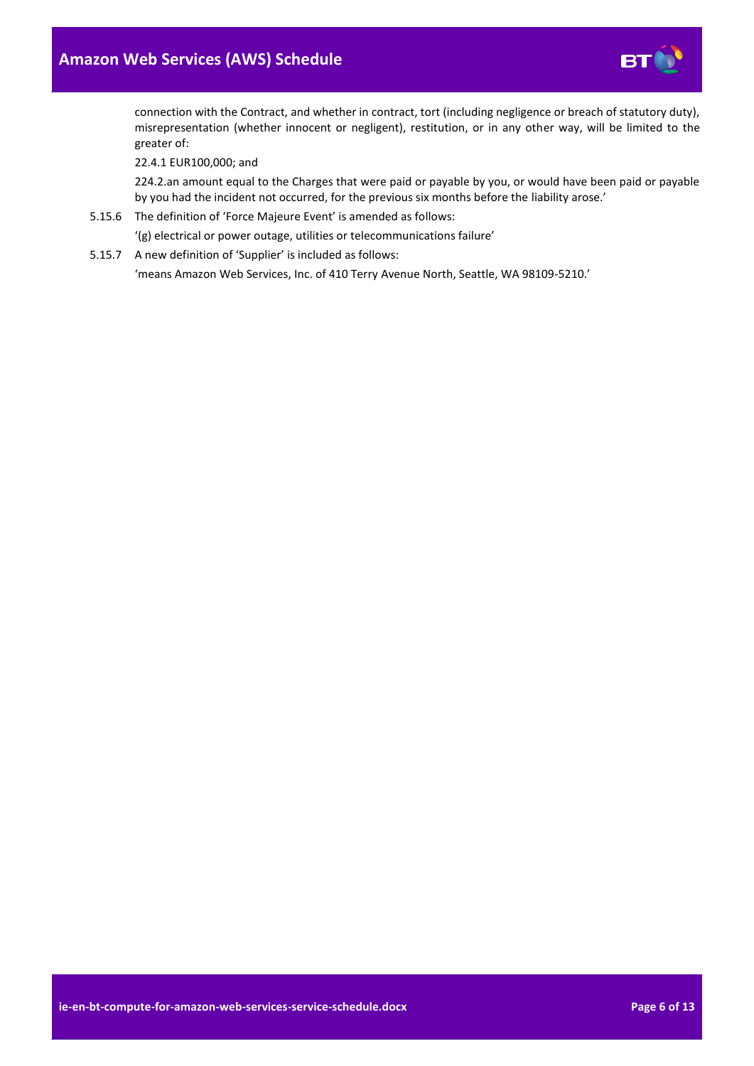connection with the Contract, and whether in contract, tort (including negligence or breach of statutory duty), misrepresentation (whether innocent or negligent), restitution, or in any other way, will be limited to the greater of:

22.4.1 EUR100,000; and

224.2.an amount equal to the Charges that were paid or payable by you, or would have been paid or payable by you had the incident not occurred, for the previous six months before the liability arose.'

5.15.6 The definition of 'Force Majeure Event' is amended as follows:

'(g) electrical or power outage, utilities or telecommunications failure'

5.15.7 A new definition of 'Supplier' is included as follows:

'means Amazon Web Services, Inc. of 410 Terry Avenue North, Seattle, WA 98109-5210.'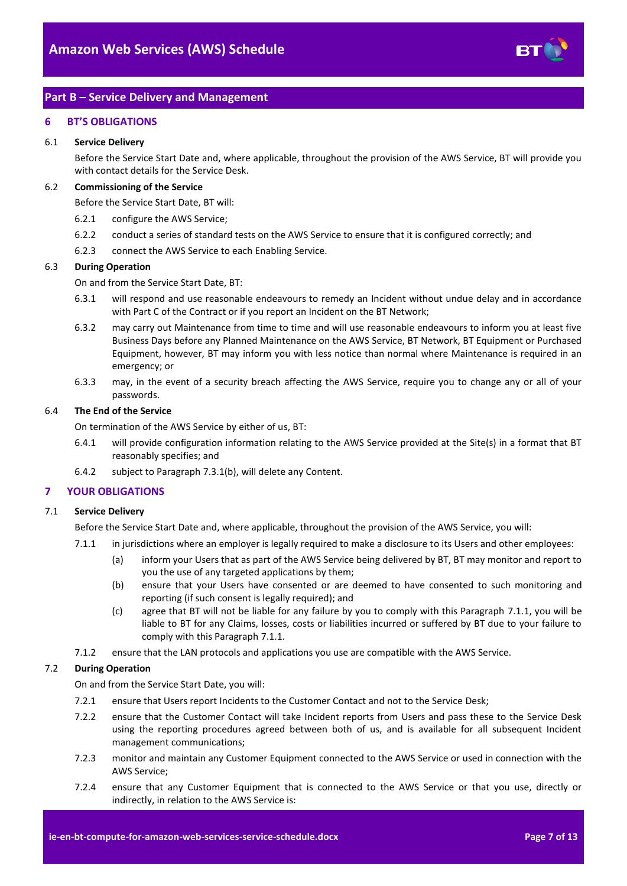## Part B – Service Delivery and Management

### 6 BT'S OBLIGATIONS

6.1 **Service Delivery**

Before the Service Start Date and, where applicable, throughout the provision of the AWS Service, BT will provide you with contact details for the Service Desk.

6.2 **Commissioning of the Service**

Before the Service Start Date, BT will:

6.2.1 configure the AWS Service;

6.2.2 conduct a series of standard tests on the AWS Service to ensure that it is configured correctly; and

6.2.3 connect the AWS Service to each Enabling Service.

6.3 **During Operation**

On and from the Service Start Date, BT:

6.3.1 will respond and use reasonable endeavours to remedy an Incident without undue delay and in accordance with Part C of the Contract or if you report an Incident on the BT Network;

6.3.2 may carry out Maintenance from time to time and will use reasonable endeavours to inform you at least five Business Days before any Planned Maintenance on the AWS Service, BT Network, BT Equipment or Purchased Equipment, however, BT may inform you with less notice than normal where Maintenance is required in an emergency; or

6.3.3 may, in the event of a security breach affecting the AWS Service, require you to change any or all of your passwords.

6.4 **The End of the Service**

On termination of the AWS Service by either of us, BT:

6.4.1 will provide configuration information relating to the AWS Service provided at the Site(s) in a format that BT reasonably specifies; and

6.4.2 subject to Paragraph 7.3.1(b), will delete any Content.

### 7 YOUR OBLIGATIONS

7.1 **Service Delivery**

Before the Service Start Date and, where applicable, throughout the provision of the AWS Service, you will:

7.1.1 in jurisdictions where an employer is legally required to make a disclosure to its Users and other employees:

(a) inform your Users that as part of the AWS Service being delivered by BT, BT may monitor and report to you the use of any targeted applications by them;

(b) ensure that your Users have consented or are deemed to have consented to such monitoring and reporting (if such consent is legally required); and

(c) agree that BT will not be liable for any failure by you to comply with this Paragraph 7.1.1, you will be liable to BT for any Claims, losses, costs or liabilities incurred or suffered by BT due to your failure to comply with this Paragraph 7.1.1.

7.1.2 ensure that the LAN protocols and applications you use are compatible with the AWS Service.

7.2 **During Operation**

On and from the Service Start Date, you will:

7.2.1 ensure that Users report Incidents to the Customer Contact and not to the Service Desk;

7.2.2 ensure that the Customer Contact will take Incident reports from Users and pass these to the Service Desk using the reporting procedures agreed between both of us, and is available for all subsequent Incident management communications;

7.2.3 monitor and maintain any Customer Equipment connected to the AWS Service or used in connection with the AWS Service;

7.2.4 ensure that any Customer Equipment that is connected to the AWS Service or that you use, directly or indirectly, in relation to the AWS Service is: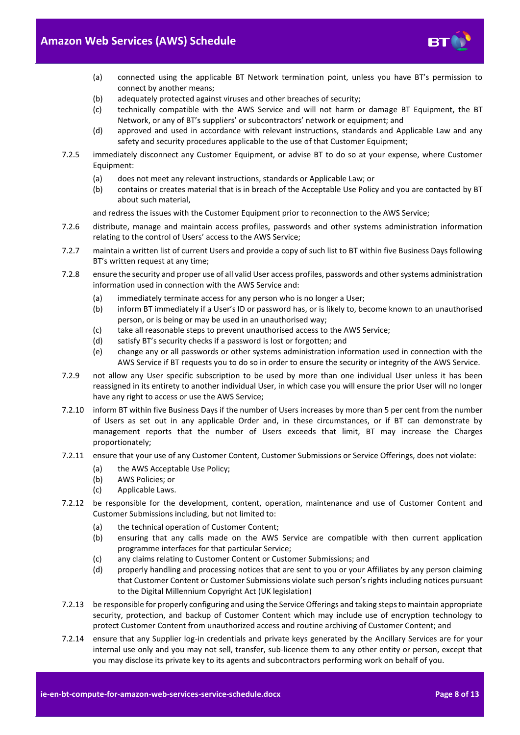(a) connected using the applicable BT Network termination point, unless you have BT's permission to connect by another means;

(b) adequately protected against viruses and other breaches of security;

(c) technically compatible with the AWS Service and will not harm or damage BT Equipment, the BT Network, or any of BT's suppliers' or subcontractors' network or equipment; and

(d) approved and used in accordance with relevant instructions, standards and Applicable Law and any safety and security procedures applicable to the use of that Customer Equipment;

7.2.5 immediately disconnect any Customer Equipment, or advise BT to do so at your expense, where Customer Equipment:

(a) does not meet any relevant instructions, standards or Applicable Law; or

(b) contains or creates material that is in breach of the Acceptable Use Policy and you are contacted by BT about such material,

and redress the issues with the Customer Equipment prior to reconnection to the AWS Service;

7.2.6 distribute, manage and maintain access profiles, passwords and other systems administration information relating to the control of Users' access to the AWS Service;

7.2.7 maintain a written list of current Users and provide a copy of such list to BT within five Business Days following BT's written request at any time;

7.2.8 ensure the security and proper use of all valid User access profiles, passwords and other systems administration information used in connection with the AWS Service and:

(a) immediately terminate access for any person who is no longer a User;

(b) inform BT immediately if a User's ID or password has, or is likely to, become known to an unauthorised person, or is being or may be used in an unauthorised way;

(c) take all reasonable steps to prevent unauthorised access to the AWS Service;

(d) satisfy BT's security checks if a password is lost or forgotten; and

(e) change any or all passwords or other systems administration information used in connection with the AWS Service if BT requests you to do so in order to ensure the security or integrity of the AWS Service.

7.2.9 not allow any User specific subscription to be used by more than one individual User unless it has been reassigned in its entirety to another individual User, in which case you will ensure the prior User will no longer have any right to access or use the AWS Service;

7.2.10 inform BT within five Business Days if the number of Users increases by more than 5 per cent from the number of Users as set out in any applicable Order and, in these circumstances, or if BT can demonstrate by management reports that the number of Users exceeds that limit, BT may increase the Charges proportionately;

7.2.11 ensure that your use of any Customer Content, Customer Submissions or Service Offerings, does not violate:

(a) the AWS Acceptable Use Policy;

(b) AWS Policies; or

(c) Applicable Laws.

7.2.12 be responsible for the development, content, operation, maintenance and use of Customer Content and Customer Submissions including, but not limited to:

(a) the technical operation of Customer Content;

(b) ensuring that any calls made on the AWS Service are compatible with then current application programme interfaces for that particular Service;

(c) any claims relating to Customer Content or Customer Submissions; and

(d) properly handling and processing notices that are sent to you or your Affiliates by any person claiming that Customer Content or Customer Submissions violate such person's rights including notices pursuant to the Digital Millennium Copyright Act (UK legislation)

7.2.13 be responsible for properly configuring and using the Service Offerings and taking steps to maintain appropriate security, protection, and backup of Customer Content which may include use of encryption technology to protect Customer Content from unauthorized access and routine archiving of Customer Content; and

7.2.14 ensure that any Supplier log-in credentials and private keys generated by the Ancillary Services are for your internal use only and you may not sell, transfer, sub-licence them to any other entity or person, except that you may disclose its private key to its agents and subcontractors performing work on behalf of you.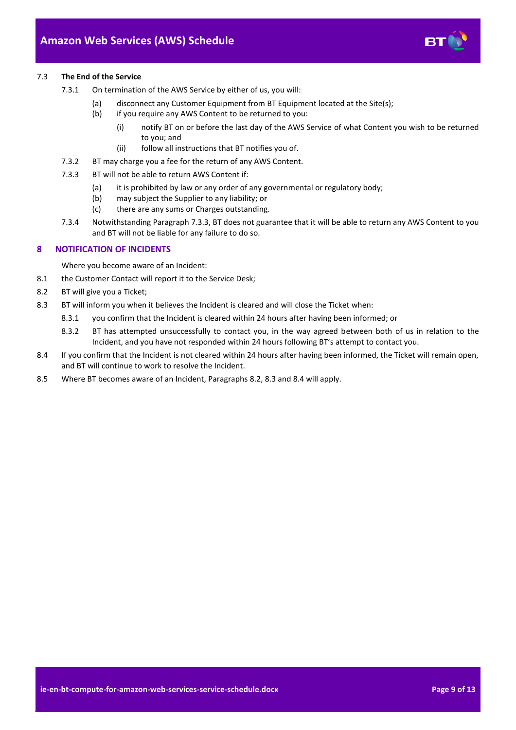7.3 **The End of the Service**

7.3.1 On termination of the AWS Service by either of us, you will:

(a) disconnect any Customer Equipment from BT Equipment located at the Site(s);

(b) if you require any AWS Content to be returned to you:

(i) notify BT on or before the last day of the AWS Service of what Content you wish to be returned to you; and

(ii) follow all instructions that BT notifies you of.

7.3.2 BT may charge you a fee for the return of any AWS Content.

7.3.3 BT will not be able to return AWS Content if:

(a) it is prohibited by law or any order of any governmental or regulatory body;

(b) may subject the Supplier to any liability; or

(c) there are any sums or Charges outstanding.

7.3.4 Notwithstanding Paragraph 7.3.3, BT does not guarantee that it will be able to return any AWS Content to you and BT will not be liable for any failure to do so.

## 8 NOTIFICATION OF INCIDENTS

Where you become aware of an Incident:

8.1 the Customer Contact will report it to the Service Desk;

8.2 BT will give you a Ticket;

8.3 BT will inform you when it believes the Incident is cleared and will close the Ticket when:

8.3.1 you confirm that the Incident is cleared within 24 hours after having been informed; or

8.3.2 BT has attempted unsuccessfully to contact you, in the way agreed between both of us in relation to the Incident, and you have not responded within 24 hours following BT's attempt to contact you.

8.4 If you confirm that the Incident is not cleared within 24 hours after having been informed, the Ticket will remain open, and BT will continue to work to resolve the Incident.

8.5 Where BT becomes aware of an Incident, Paragraphs 8.2, 8.3 and 8.4 will apply.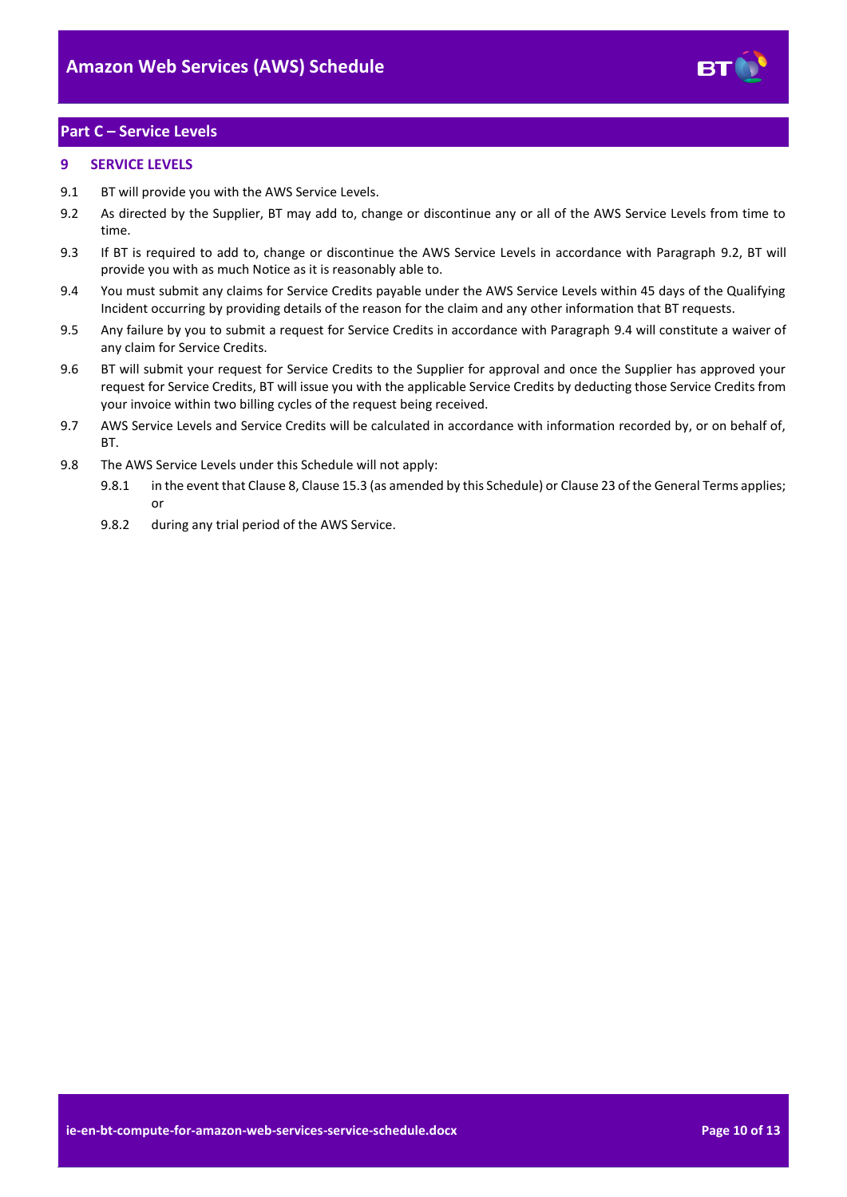## Part C – Service Levels

### 9 SERVICE LEVELS

9.1 BT will provide you with the AWS Service Levels.

9.2 As directed by the Supplier, BT may add to, change or discontinue any or all of the AWS Service Levels from time to time.

9.3 If BT is required to add to, change or discontinue the AWS Service Levels in accordance with Paragraph 9.2, BT will provide you with as much Notice as it is reasonably able to.

9.4 You must submit any claims for Service Credits payable under the AWS Service Levels within 45 days of the Qualifying Incident occurring by providing details of the reason for the claim and any other information that BT requests.

9.5 Any failure by you to submit a request for Service Credits in accordance with Paragraph 9.4 will constitute a waiver of any claim for Service Credits.

9.6 BT will submit your request for Service Credits to the Supplier for approval and once the Supplier has approved your request for Service Credits, BT will issue you with the applicable Service Credits by deducting those Service Credits from your invoice within two billing cycles of the request being received.

9.7 AWS Service Levels and Service Credits will be calculated in accordance with information recorded by, or on behalf of, BT.

9.8 The AWS Service Levels under this Schedule will not apply:

9.8.1 in the event that Clause 8, Clause 15.3 (as amended by this Schedule) or Clause 23 of the General Terms applies; or

9.8.2 during any trial period of the AWS Service.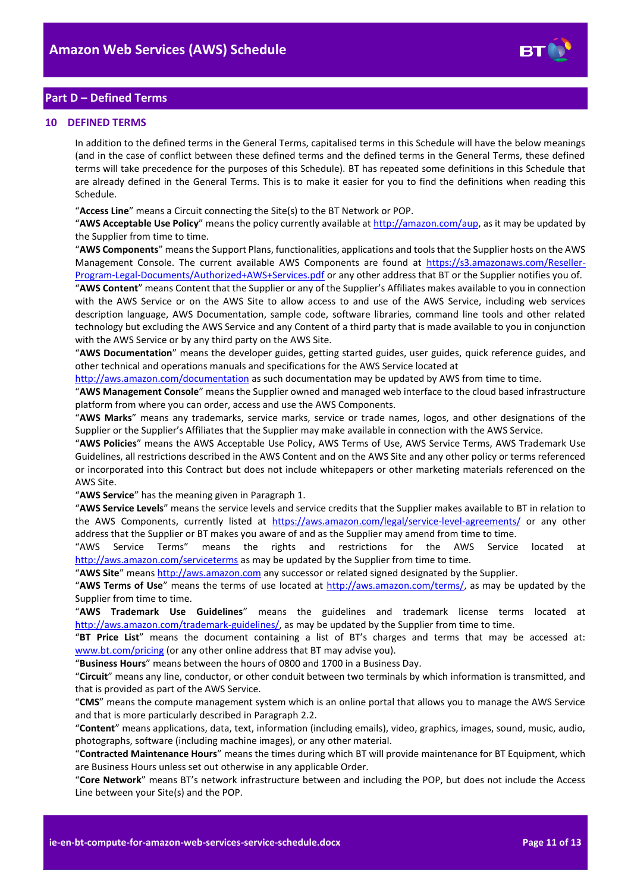## Part D – Defined Terms

### 10 DEFINED TERMS

In addition to the defined terms in the General Terms, capitalised terms in this Schedule will have the below meanings (and in the case of conflict between these defined terms and the defined terms in the General Terms, these defined terms will take precedence for the purposes of this Schedule). BT has repeated some definitions in this Schedule that are already defined in the General Terms. This is to make it easier for you to find the definitions when reading this Schedule.

"**Access Line**" means a Circuit connecting the Site(s) to the BT Network or POP.

"**AWS Acceptable Use Policy**" means the policy currently available at http://amazon.com/aup, as it may be updated by the Supplier from time to time.

"**AWS Components**" means the Support Plans, functionalities, applications and tools that the Supplier hosts on the AWS Management Console. The current available AWS Components are found at https://s3.amazonaws.com/Reseller-Program-Legal-Documents/Authorized+AWS+Services.pdf or any other address that BT or the Supplier notifies you of.

"**AWS Content**" means Content that the Supplier or any of the Supplier's Affiliates makes available to you in connection with the AWS Service or on the AWS Site to allow access to and use of the AWS Service, including web services description language, AWS Documentation, sample code, software libraries, command line tools and other related technology but excluding the AWS Service and any Content of a third party that is made available to you in conjunction with the AWS Service or by any third party on the AWS Site.

"**AWS Documentation**" means the developer guides, getting started guides, user guides, quick reference guides, and other technical and operations manuals and specifications for the AWS Service located at http://aws.amazon.com/documentation as such documentation may be updated by AWS from time to time.

"**AWS Management Console**" means the Supplier owned and managed web interface to the cloud based infrastructure platform from where you can order, access and use the AWS Components.

"**AWS Marks**" means any trademarks, service marks, service or trade names, logos, and other designations of the Supplier or the Supplier's Affiliates that the Supplier may make available in connection with the AWS Service.

"**AWS Policies**" means the AWS Acceptable Use Policy, AWS Terms of Use, AWS Service Terms, AWS Trademark Use Guidelines, all restrictions described in the AWS Content and on the AWS Site and any other policy or terms referenced or incorporated into this Contract but does not include whitepapers or other marketing materials referenced on the AWS Site.

"**AWS Service**" has the meaning given in Paragraph 1.

"**AWS Service Levels**" means the service levels and service credits that the Supplier makes available to BT in relation to the AWS Components, currently listed at https://aws.amazon.com/legal/service-level-agreements/ or any other address that the Supplier or BT makes you aware of and as the Supplier may amend from time to time.

"AWS Service Terms" means the rights and restrictions for the AWS Service located at http://aws.amazon.com/serviceterms as may be updated by the Supplier from time to time.

"**AWS Site**" means http://aws.amazon.com any successor or related signed designated by the Supplier.

"**AWS Terms of Use**" means the terms of use located at http://aws.amazon.com/terms/, as may be updated by the Supplier from time to time.

"**AWS Trademark Use Guidelines**" means the guidelines and trademark license terms located at http://aws.amazon.com/trademark-guidelines/, as may be updated by the Supplier from time to time.

"**BT Price List**" means the document containing a list of BT's charges and terms that may be accessed at: www.bt.com/pricing (or any other online address that BT may advise you).

"**Business Hours**" means between the hours of 0800 and 1700 in a Business Day.

"**Circuit**" means any line, conductor, or other conduit between two terminals by which information is transmitted, and that is provided as part of the AWS Service.

"**CMS**" means the compute management system which is an online portal that allows you to manage the AWS Service and that is more particularly described in Paragraph 2.2.

"**Content**" means applications, data, text, information (including emails), video, graphics, images, sound, music, audio, photographs, software (including machine images), or any other material.

"**Contracted Maintenance Hours**" means the times during which BT will provide maintenance for BT Equipment, which are Business Hours unless set out otherwise in any applicable Order.

"**Core Network**" means BT's network infrastructure between and including the POP, but does not include the Access Line between your Site(s) and the POP.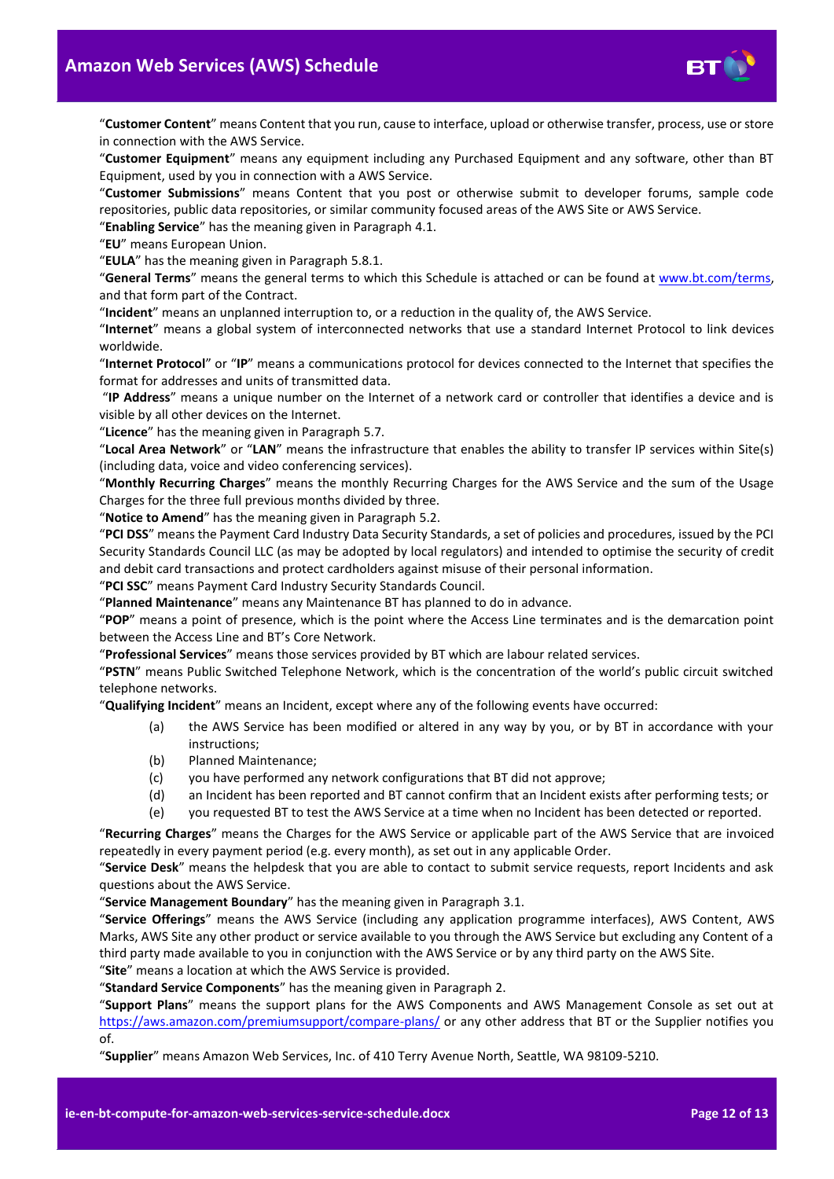"**Customer Content**" means Content that you run, cause to interface, upload or otherwise transfer, process, use or store in connection with the AWS Service.

"**Customer Equipment**" means any equipment including any Purchased Equipment and any software, other than BT Equipment, used by you in connection with a AWS Service.

"**Customer Submissions**" means Content that you post or otherwise submit to developer forums, sample code repositories, public data repositories, or similar community focused areas of the AWS Site or AWS Service.

"**Enabling Service**" has the meaning given in Paragraph 4.1.

"**EU**" means European Union.

"**EULA**" has the meaning given in Paragraph 5.8.1.

"**General Terms**" means the general terms to which this Schedule is attached or can be found at [www.bt.com/terms](www.bt.com/terms), and that form part of the Contract.

"**Incident**" means an unplanned interruption to, or a reduction in the quality of, the AWS Service.

"**Internet**" means a global system of interconnected networks that use a standard Internet Protocol to link devices worldwide.

"**Internet Protocol**" or "**IP**" means a communications protocol for devices connected to the Internet that specifies the format for addresses and units of transmitted data.

"**IP Address**" means a unique number on the Internet of a network card or controller that identifies a device and is visible by all other devices on the Internet.

"**Licence**" has the meaning given in Paragraph 5.7.

"**Local Area Network**" or "**LAN**" means the infrastructure that enables the ability to transfer IP services within Site(s) (including data, voice and video conferencing services).

"**Monthly Recurring Charges**" means the monthly Recurring Charges for the AWS Service and the sum of the Usage Charges for the three full previous months divided by three.

"**Notice to Amend**" has the meaning given in Paragraph 5.2.

"**PCI DSS**" means the Payment Card Industry Data Security Standards, a set of policies and procedures, issued by the PCI Security Standards Council LLC (as may be adopted by local regulators) and intended to optimise the security of credit and debit card transactions and protect cardholders against misuse of their personal information.

"**PCI SSC**" means Payment Card Industry Security Standards Council.

"**Planned Maintenance**" means any Maintenance BT has planned to do in advance.

"**POP**" means a point of presence, which is the point where the Access Line terminates and is the demarcation point between the Access Line and BT's Core Network.

"**Professional Services**" means those services provided by BT which are labour related services.

"**PSTN**" means Public Switched Telephone Network, which is the concentration of the world's public circuit switched telephone networks.

"**Qualifying Incident**" means an Incident, except where any of the following events have occurred:

(a) the AWS Service has been modified or altered in any way by you, or by BT in accordance with your instructions;

(b) Planned Maintenance;

(c) you have performed any network configurations that BT did not approve;

(d) an Incident has been reported and BT cannot confirm that an Incident exists after performing tests; or

(e) you requested BT to test the AWS Service at a time when no Incident has been detected or reported.

"**Recurring Charges**" means the Charges for the AWS Service or applicable part of the AWS Service that are invoiced repeatedly in every payment period (e.g. every month), as set out in any applicable Order.

"**Service Desk**" means the helpdesk that you are able to contact to submit service requests, report Incidents and ask questions about the AWS Service.

"**Service Management Boundary**" has the meaning given in Paragraph 3.1.

"**Service Offerings**" means the AWS Service (including any application programme interfaces), AWS Content, AWS Marks, AWS Site any other product or service available to you through the AWS Service but excluding any Content of a third party made available to you in conjunction with the AWS Service or by any third party on the AWS Site.

"**Site**" means a location at which the AWS Service is provided.

"**Standard Service Components**" has the meaning given in Paragraph 2.

"**Support Plans**" means the support plans for the AWS Components and AWS Management Console as set out at [https://aws.amazon.com/premiumsupport/compare-plans/](https://aws.amazon.com/premiumsupport/compare-plans/) or any other address that BT or the Supplier notifies you of.

"**Supplier**" means Amazon Web Services, Inc. of 410 Terry Avenue North, Seattle, WA 98109-5210.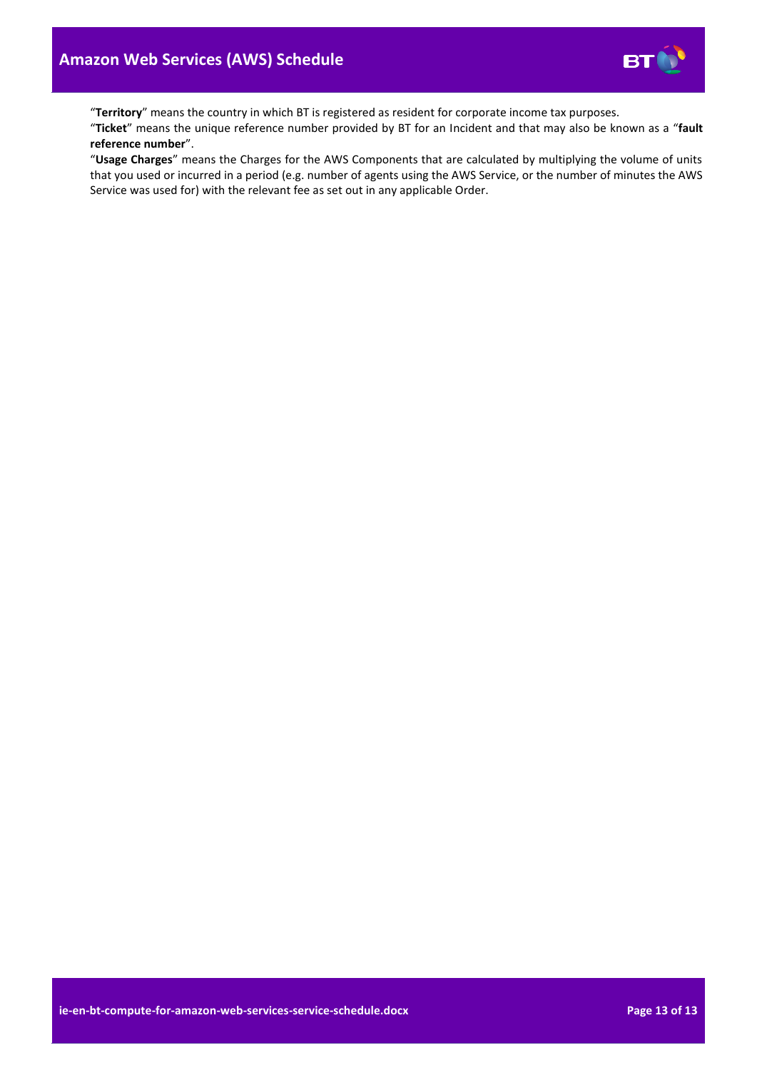"**Territory**" means the country in which BT is registered as resident for corporate income tax purposes.

"**Ticket**" means the unique reference number provided by BT for an Incident and that may also be known as a "**fault reference number**".

"**Usage Charges**" means the Charges for the AWS Components that are calculated by multiplying the volume of units that you used or incurred in a period (e.g. number of agents using the AWS Service, or the number of minutes the AWS Service was used for) with the relevant fee as set out in any applicable Order.